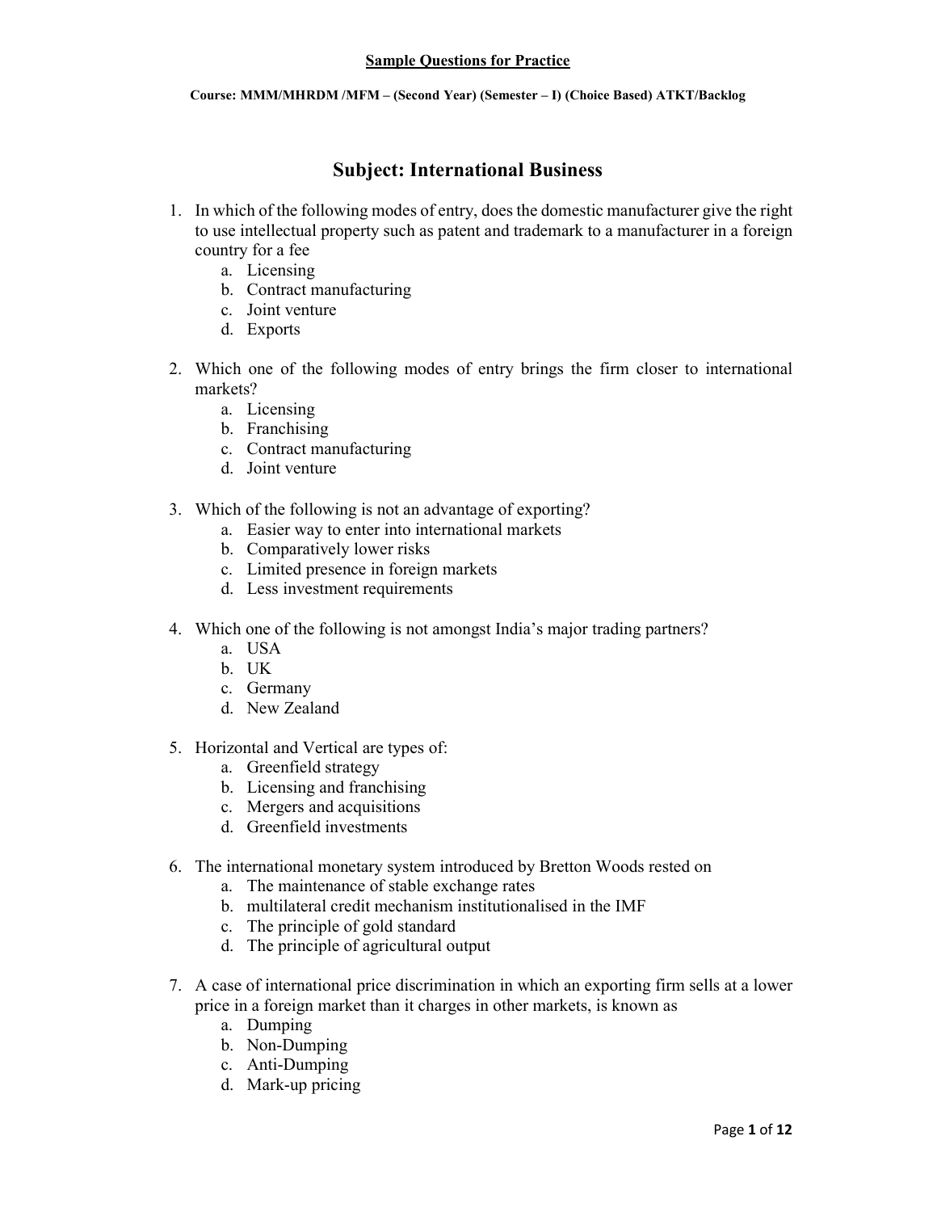**Sample Questions for Practice**

**Course: MMM/MHRDM /MFM – (Second Year) (Semester – I) (Choice Based) ATKT/Backlog**

# Subject: International Business

1. In which of the following modes of entry, does the domestic manufacturer give the right to use intellectual property such as patent and trademark to a manufacturer in a foreign country for a fee
   a. Licensing
   b. Contract manufacturing
   c. Joint venture
   d. Exports

2. Which one of the following modes of entry brings the firm closer to international markets?
   a. Licensing
   b. Franchising
   c. Contract manufacturing
   d. Joint venture

3. Which of the following is not an advantage of exporting?
   a. Easier way to enter into international markets
   b. Comparatively lower risks
   c. Limited presence in foreign markets
   d. Less investment requirements

4. Which one of the following is not amongst India's major trading partners?
   a. USA
   b. UK
   c. Germany
   d. New Zealand

5. Horizontal and Vertical are types of:
   a. Greenfield strategy
   b. Licensing and franchising
   c. Mergers and acquisitions
   d. Greenfield investments

6. The international monetary system introduced by Bretton Woods rested on
   a. The maintenance of stable exchange rates
   b. multilateral credit mechanism institutionalised in the IMF
   c. The principle of gold standard
   d. The principle of agricultural output

7. A case of international price discrimination in which an exporting firm sells at a lower price in a foreign market than it charges in other markets, is known as
   a. Dumping
   b. Non-Dumping
   c. Anti-Dumping
   d. Mark-up pricing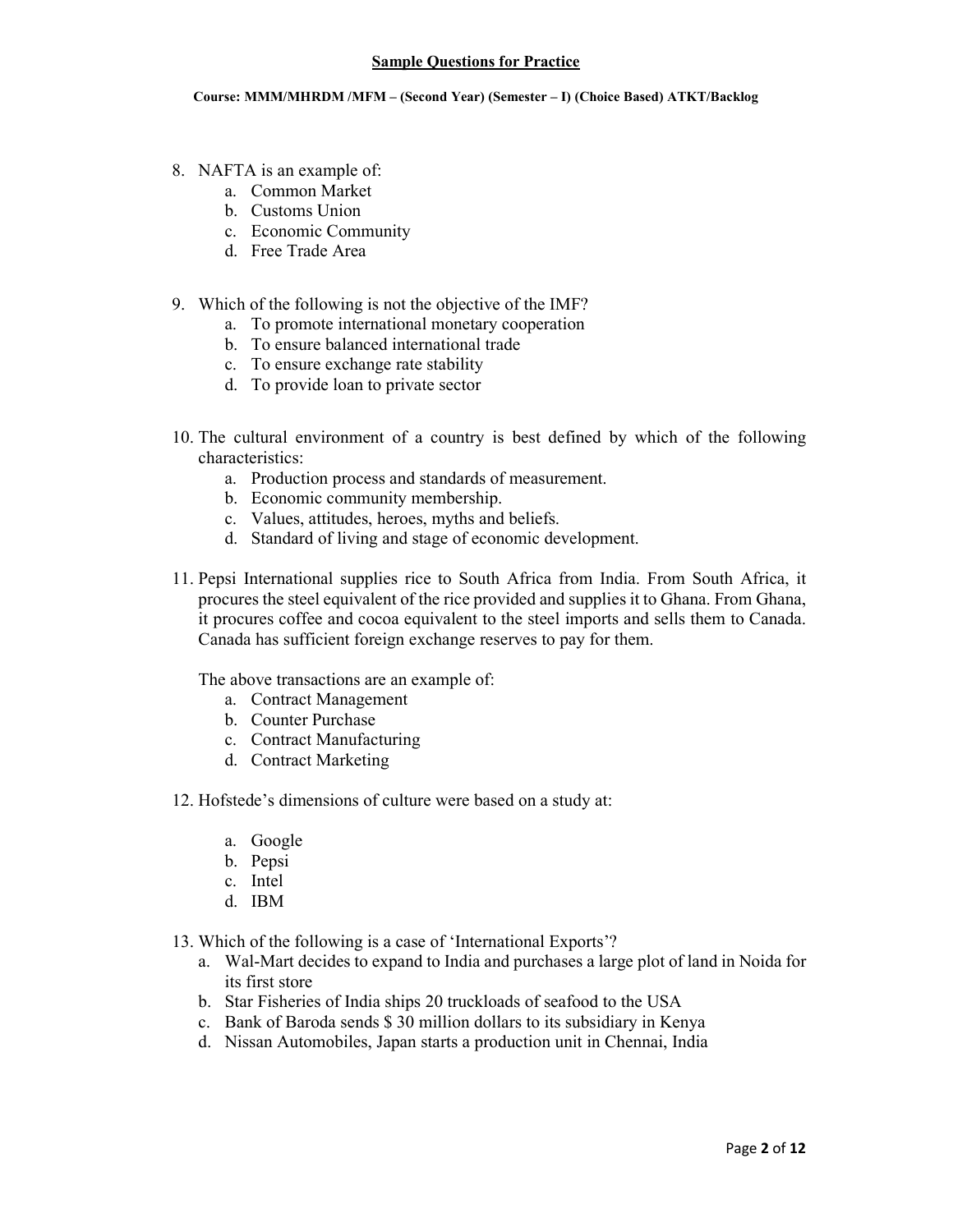**Sample Questions for Practice**

**Course: MMM/MHRDM /MFM – (Second Year) (Semester – I) (Choice Based) ATKT/Backlog**

8. NAFTA is an example of:
    a. Common Market
    b. Customs Union
    c. Economic Community
    d. Free Trade Area

9. Which of the following is not the objective of the IMF?
    a. To promote international monetary cooperation
    b. To ensure balanced international trade
    c. To ensure exchange rate stability
    d. To provide loan to private sector

10. The cultural environment of a country is best defined by which of the following characteristics:
    a. Production process and standards of measurement.
    b. Economic community membership.
    c. Values, attitudes, heroes, myths and beliefs.
    d. Standard of living and stage of economic development.

11. Pepsi International supplies rice to South Africa from India. From South Africa, it procures the steel equivalent of the rice provided and supplies it to Ghana. From Ghana, it procures coffee and cocoa equivalent to the steel imports and sells them to Canada. Canada has sufficient foreign exchange reserves to pay for them.

    The above transactions are an example of:
    a. Contract Management
    b. Counter Purchase
    c. Contract Manufacturing
    d. Contract Marketing

12. Hofstede's dimensions of culture were based on a study at:
    a. Google
    b. Pepsi
    c. Intel
    d. IBM

13. Which of the following is a case of 'International Exports'?
    a. Wal-Mart decides to expand to India and purchases a large plot of land in Noida for its first store
    b. Star Fisheries of India ships 20 truckloads of seafood to the USA
    c. Bank of Baroda sends $ 30 million dollars to its subsidiary in Kenya
    d. Nissan Automobiles, Japan starts a production unit in Chennai, India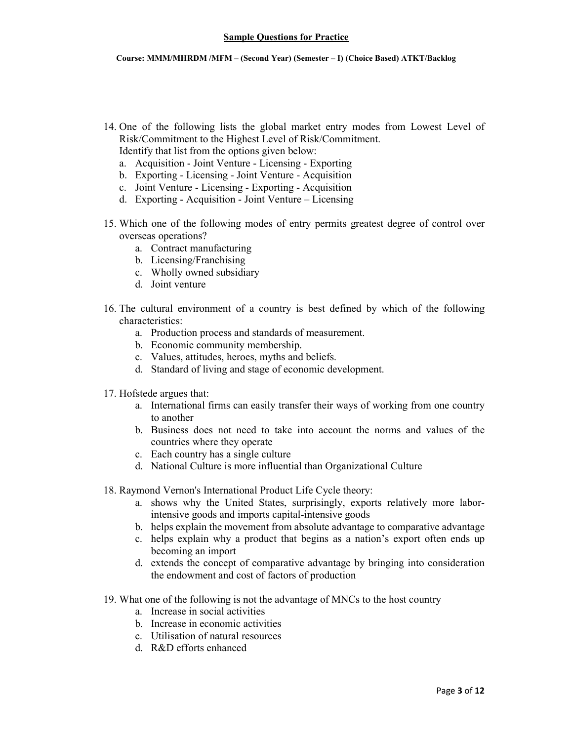**Sample Questions for Practice**

**Course: MMM/MHRDM /MFM – (Second Year) (Semester – I) (Choice Based) ATKT/Backlog**

14. One of the following lists the global market entry modes from Lowest Level of Risk/Commitment to the Highest Level of Risk/Commitment.
    Identify that list from the options given below:
    a. Acquisition - Joint Venture - Licensing - Exporting
    b. Exporting - Licensing - Joint Venture - Acquisition
    c. Joint Venture - Licensing - Exporting - Acquisition
    d. Exporting - Acquisition - Joint Venture – Licensing

15. Which one of the following modes of entry permits greatest degree of control over overseas operations?
    a. Contract manufacturing
    b. Licensing/Franchising
    c. Wholly owned subsidiary
    d. Joint venture

16. The cultural environment of a country is best defined by which of the following characteristics:
    a. Production process and standards of measurement.
    b. Economic community membership.
    c. Values, attitudes, heroes, myths and beliefs.
    d. Standard of living and stage of economic development.

17. Hofstede argues that:
    a. International firms can easily transfer their ways of working from one country to another
    b. Business does not need to take into account the norms and values of the countries where they operate
    c. Each country has a single culture
    d. National Culture is more influential than Organizational Culture

18. Raymond Vernon's International Product Life Cycle theory:
    a. shows why the United States, surprisingly, exports relatively more labor-intensive goods and imports capital-intensive goods
    b. helps explain the movement from absolute advantage to comparative advantage
    c. helps explain why a product that begins as a nation's export often ends up becoming an import
    d. extends the concept of comparative advantage by bringing into consideration the endowment and cost of factors of production

19. What one of the following is not the advantage of MNCs to the host country
    a. Increase in social activities
    b. Increase in economic activities
    c. Utilisation of natural resources
    d. R&D efforts enhanced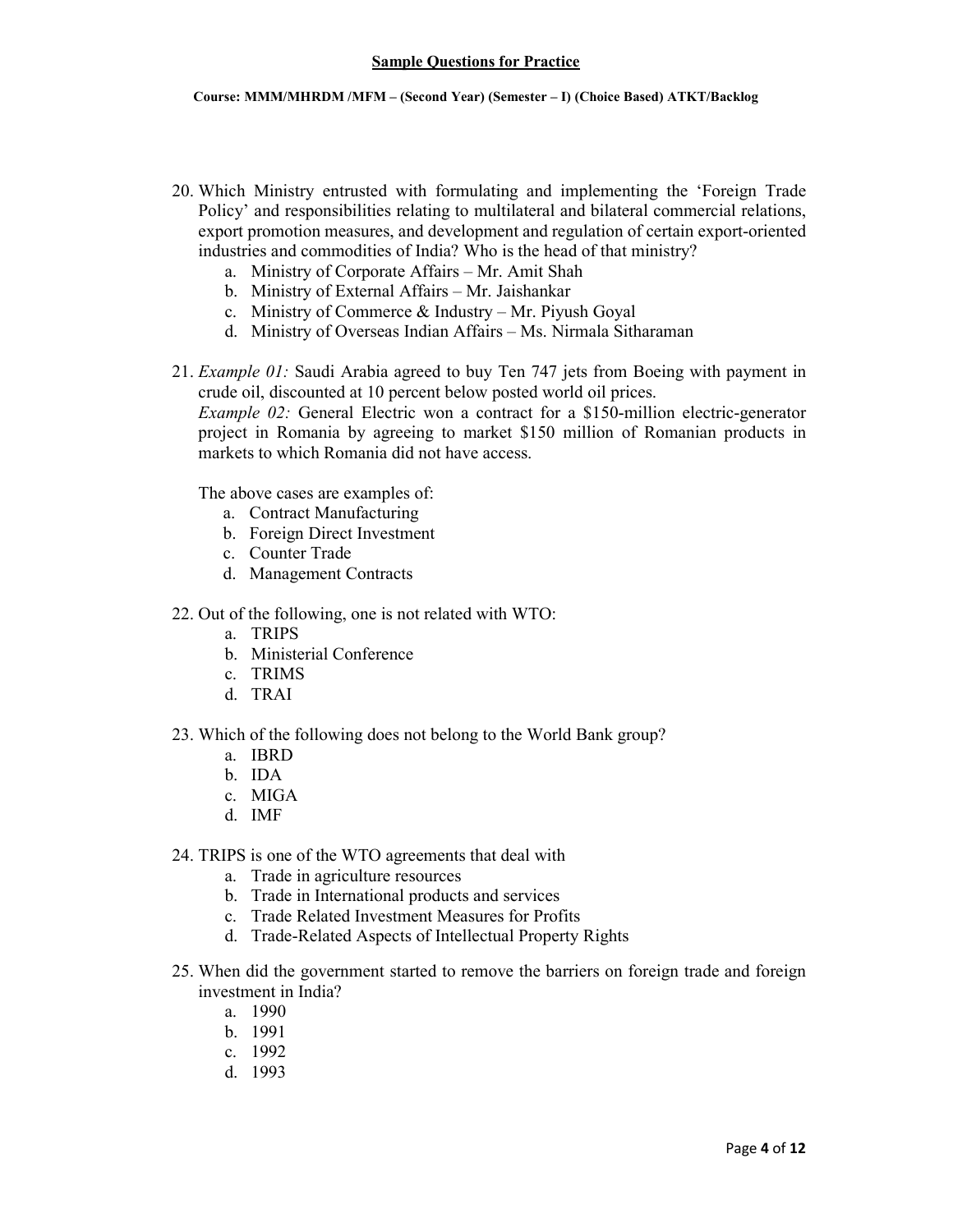**Sample Questions for Practice**

**Course: MMM/MHRDM /MFM – (Second Year) (Semester – I) (Choice Based) ATKT/Backlog**

20. Which Ministry entrusted with formulating and implementing the 'Foreign Trade Policy' and responsibilities relating to multilateral and bilateral commercial relations, export promotion measures, and development and regulation of certain export-oriented industries and commodities of India? Who is the head of that ministry?
    a. Ministry of Corporate Affairs – Mr. Amit Shah
    b. Ministry of External Affairs – Mr. Jaishankar
    c. Ministry of Commerce & Industry – Mr. Piyush Goyal
    d. Ministry of Overseas Indian Affairs – Ms. Nirmala Sitharaman

21. *Example 01:* Saudi Arabia agreed to buy Ten 747 jets from Boeing with payment in crude oil, discounted at 10 percent below posted world oil prices.
    *Example 02:* General Electric won a contract for a $150-million electric-generator project in Romania by agreeing to market $150 million of Romanian products in markets to which Romania did not have access.

    The above cases are examples of:
    a. Contract Manufacturing
    b. Foreign Direct Investment
    c. Counter Trade
    d. Management Contracts

22. Out of the following, one is not related with WTO:
    a. TRIPS
    b. Ministerial Conference
    c. TRIMS
    d. TRAI

23. Which of the following does not belong to the World Bank group?
    a. IBRD
    b. IDA
    c. MIGA
    d. IMF

24. TRIPS is one of the WTO agreements that deal with
    a. Trade in agriculture resources
    b. Trade in International products and services
    c. Trade Related Investment Measures for Profits
    d. Trade-Related Aspects of Intellectual Property Rights

25. When did the government started to remove the barriers on foreign trade and foreign investment in India?
    a. 1990
    b. 1991
    c. 1992
    d. 1993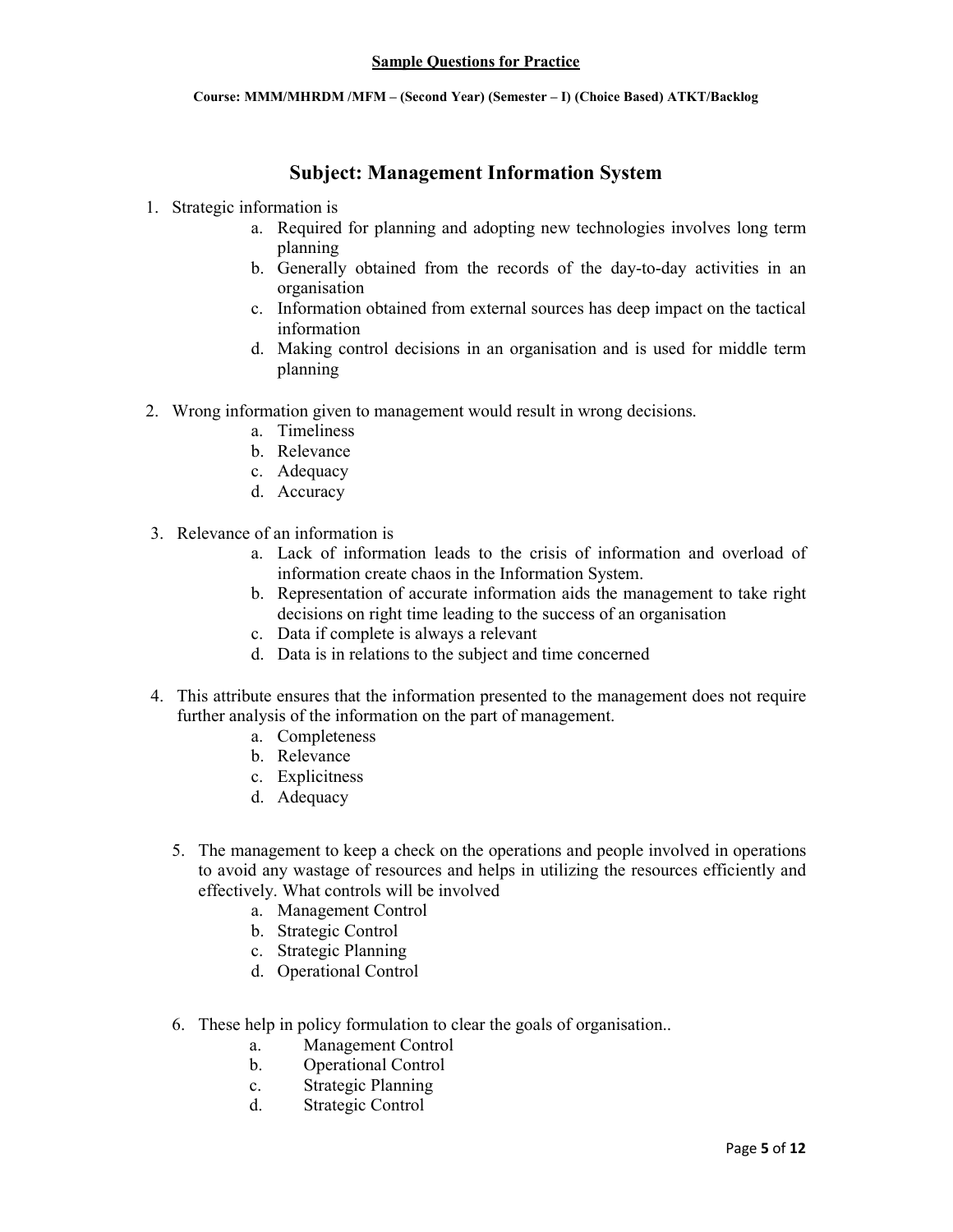**Sample Questions for Practice**

**Course: MMM/MHRDM /MFM – (Second Year) (Semester – I) (Choice Based) ATKT/Backlog**

# Subject: Management Information System

1. Strategic information is
   a. Required for planning and adopting new technologies involves long term planning
   b. Generally obtained from the records of the day-to-day activities in an organisation
   c. Information obtained from external sources has deep impact on the tactical information
   d. Making control decisions in an organisation and is used for middle term planning

2. Wrong information given to management would result in wrong decisions.
   a. Timeliness
   b. Relevance
   c. Adequacy
   d. Accuracy

3. Relevance of an information is
   a. Lack of information leads to the crisis of information and overload of information create chaos in the Information System.
   b. Representation of accurate information aids the management to take right decisions on right time leading to the success of an organisation
   c. Data if complete is always a relevant
   d. Data is in relations to the subject and time concerned

4. This attribute ensures that the information presented to the management does not require further analysis of the information on the part of management.
   a. Completeness
   b. Relevance
   c. Explicitness
   d. Adequacy

5. The management to keep a check on the operations and people involved in operations to avoid any wastage of resources and helps in utilizing the resources efficiently and effectively. What controls will be involved
   a. Management Control
   b. Strategic Control
   c. Strategic Planning
   d. Operational Control

6. These help in policy formulation to clear the goals of organisation..
   a. Management Control
   b. Operational Control
   c. Strategic Planning
   d. Strategic Control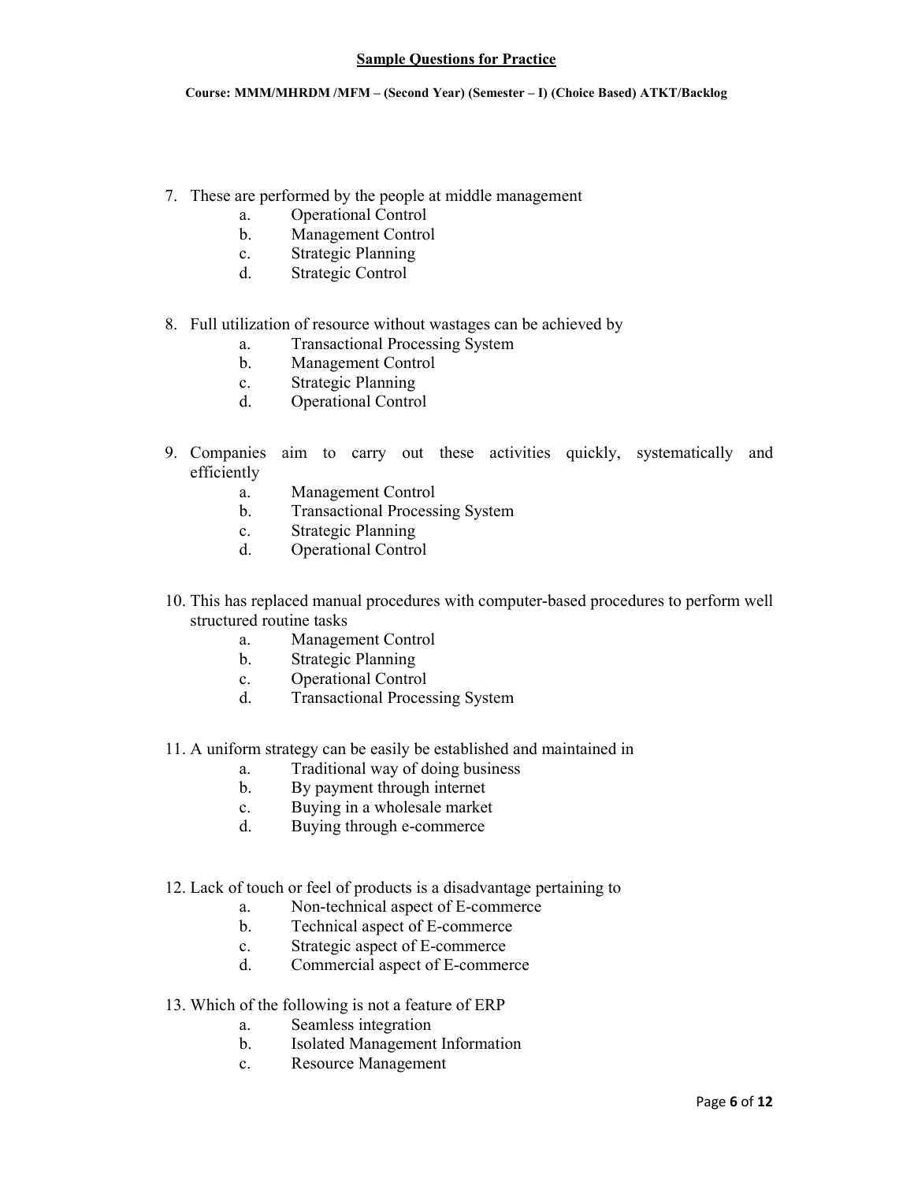**Sample Questions for Practice**

**Course: MMM/MHRDM /MFM – (Second Year) (Semester – I) (Choice Based) ATKT/Backlog**

7. These are performed by the people at middle management
   a. Operational Control
   b. Management Control
   c. Strategic Planning
   d. Strategic Control

8. Full utilization of resource without wastages can be achieved by
   a. Transactional Processing System
   b. Management Control
   c. Strategic Planning
   d. Operational Control

9. Companies aim to carry out these activities quickly, systematically and efficiently
   a. Management Control
   b. Transactional Processing System
   c. Strategic Planning
   d. Operational Control

10. This has replaced manual procedures with computer-based procedures to perform well structured routine tasks
    a. Management Control
    b. Strategic Planning
    c. Operational Control
    d. Transactional Processing System

11. A uniform strategy can be easily be established and maintained in
    a. Traditional way of doing business
    b. By payment through internet
    c. Buying in a wholesale market
    d. Buying through e-commerce

12. Lack of touch or feel of products is a disadvantage pertaining to
    a. Non-technical aspect of E-commerce
    b. Technical aspect of E-commerce
    c. Strategic aspect of E-commerce
    d. Commercial aspect of E-commerce

13. Which of the following is not a feature of ERP
    a. Seamless integration
    b. Isolated Management Information
    c. Resource Management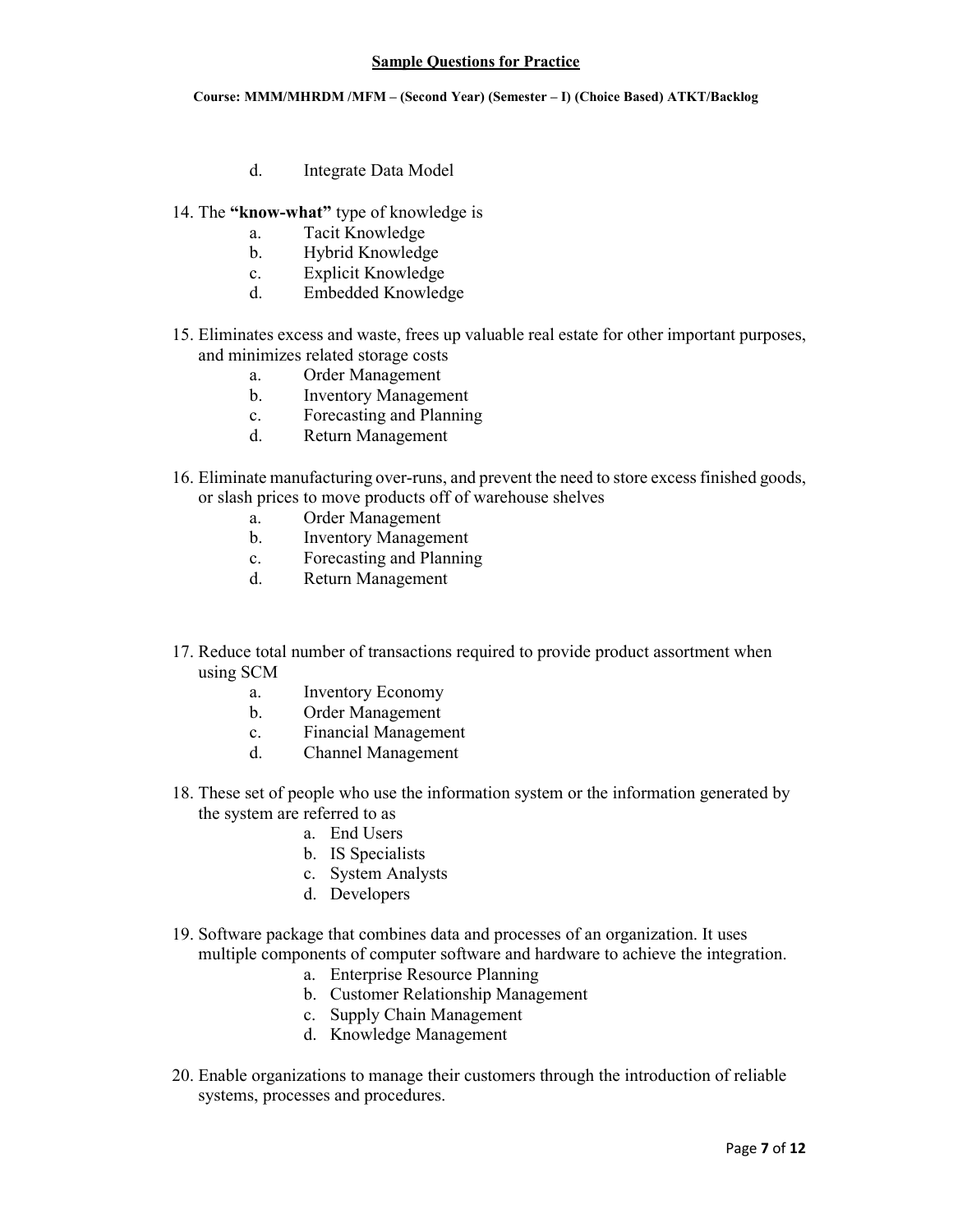d. Integrate Data Model

14. The **"know-what"** type of knowledge is
    a. Tacit Knowledge
    b. Hybrid Knowledge
    c. Explicit Knowledge
    d. Embedded Knowledge

15. Eliminates excess and waste, frees up valuable real estate for other important purposes, and minimizes related storage costs
    a. Order Management
    b. Inventory Management
    c. Forecasting and Planning
    d. Return Management

16. Eliminate manufacturing over-runs, and prevent the need to store excess finished goods, or slash prices to move products off of warehouse shelves
    a. Order Management
    b. Inventory Management
    c. Forecasting and Planning
    d. Return Management

17. Reduce total number of transactions required to provide product assortment when using SCM
    a. Inventory Economy
    b. Order Management
    c. Financial Management
    d. Channel Management

18. These set of people who use the information system or the information generated by the system are referred to as
    a. End Users
    b. IS Specialists
    c. System Analysts
    d. Developers

19. Software package that combines data and processes of an organization. It uses multiple components of computer software and hardware to achieve the integration.
    a. Enterprise Resource Planning
    b. Customer Relationship Management
    c. Supply Chain Management
    d. Knowledge Management

20. Enable organizations to manage their customers through the introduction of reliable systems, processes and procedures.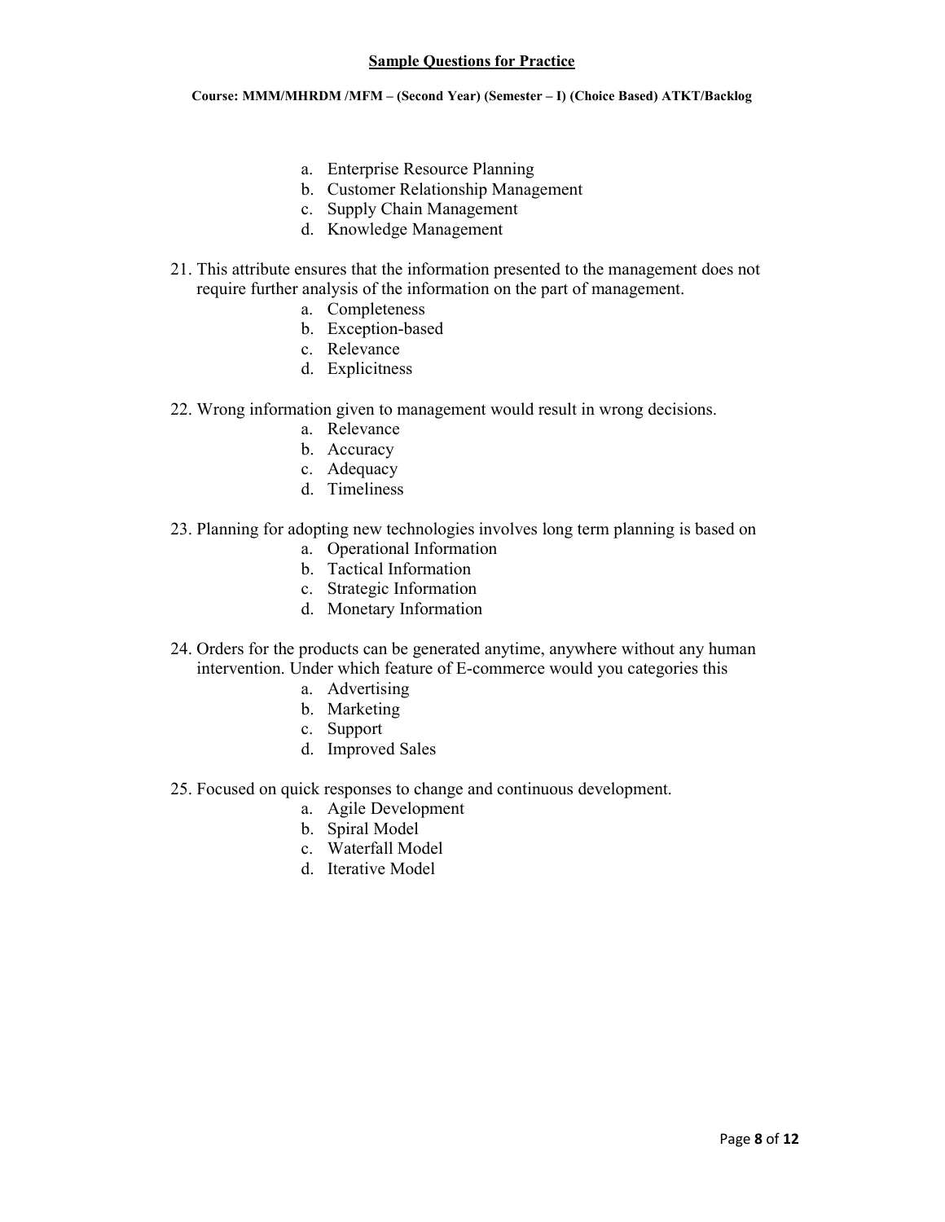a. Enterprise Resource Planning
b. Customer Relationship Management
c. Supply Chain Management
d. Knowledge Management

21. This attribute ensures that the information presented to the management does not require further analysis of the information on the part of management.
    a. Completeness
    b. Exception-based
    c. Relevance
    d. Explicitness

22. Wrong information given to management would result in wrong decisions.
    a. Relevance
    b. Accuracy
    c. Adequacy
    d. Timeliness

23. Planning for adopting new technologies involves long term planning is based on
    a. Operational Information
    b. Tactical Information
    c. Strategic Information
    d. Monetary Information

24. Orders for the products can be generated anytime, anywhere without any human intervention. Under which feature of E-commerce would you categories this
    a. Advertising
    b. Marketing
    c. Support
    d. Improved Sales

25. Focused on quick responses to change and continuous development.
    a. Agile Development
    b. Spiral Model
    c. Waterfall Model
    d. Iterative Model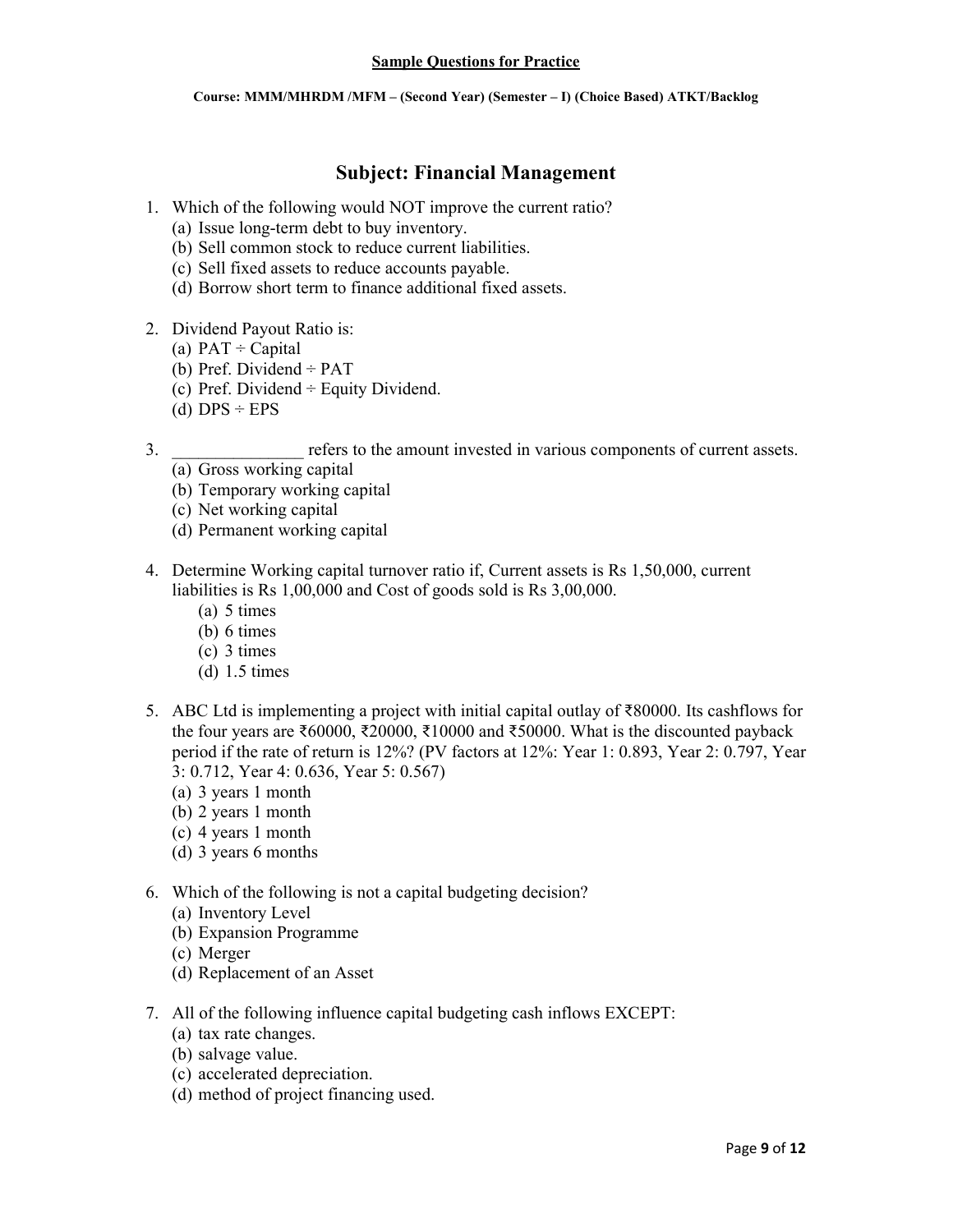**Sample Questions for Practice**

**Course: MMM/MHRDM /MFM – (Second Year) (Semester – I) (Choice Based) ATKT/Backlog**

## Subject: Financial Management

1. Which of the following would NOT improve the current ratio?
   (a) Issue long-term debt to buy inventory.
   (b) Sell common stock to reduce current liabilities.
   (c) Sell fixed assets to reduce accounts payable.
   (d) Borrow short term to finance additional fixed assets.

2. Dividend Payout Ratio is:
   (a) PAT ÷ Capital
   (b) Pref. Dividend ÷ PAT
   (c) Pref. Dividend ÷ Equity Dividend.
   (d) DPS ÷ EPS

3. _______________ refers to the amount invested in various components of current assets.
   (a) Gross working capital
   (b) Temporary working capital
   (c) Net working capital
   (d) Permanent working capital

4. Determine Working capital turnover ratio if, Current assets is Rs 1,50,000, current liabilities is Rs 1,00,000 and Cost of goods sold is Rs 3,00,000.
   (a) 5 times
   (b) 6 times
   (c) 3 times
   (d) 1.5 times

5. ABC Ltd is implementing a project with initial capital outlay of ₹80000. Its cashflows for the four years are ₹60000, ₹20000, ₹10000 and ₹50000. What is the discounted payback period if the rate of return is 12%? (PV factors at 12%: Year 1: 0.893, Year 2: 0.797, Year 3: 0.712, Year 4: 0.636, Year 5: 0.567)
   (a) 3 years 1 month
   (b) 2 years 1 month
   (c) 4 years 1 month
   (d) 3 years 6 months

6. Which of the following is not a capital budgeting decision?
   (a) Inventory Level
   (b) Expansion Programme
   (c) Merger
   (d) Replacement of an Asset

7. All of the following influence capital budgeting cash inflows EXCEPT:
   (a) tax rate changes.
   (b) salvage value.
   (c) accelerated depreciation.
   (d) method of project financing used.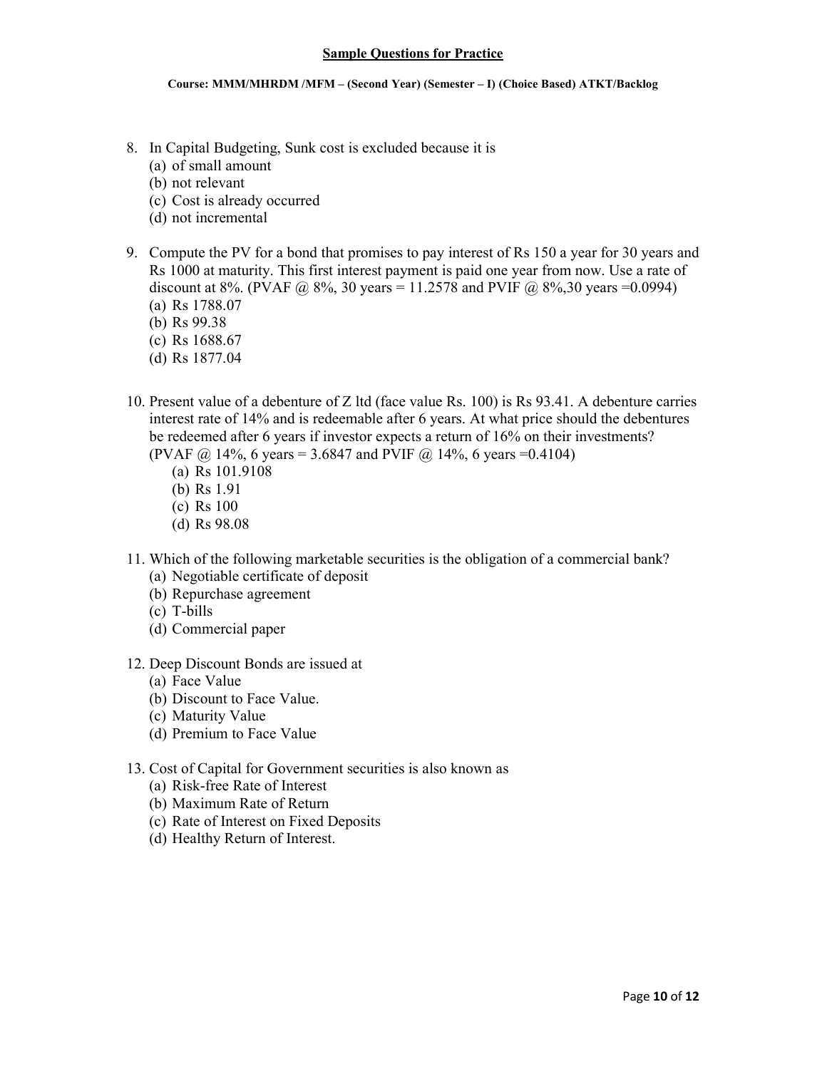**Sample Questions for Practice**

**Course: MMM/MHRDM /MFM – (Second Year) (Semester – I) (Choice Based) ATKT/Backlog**

8. In Capital Budgeting, Sunk cost is excluded because it is
   (a) of small amount
   (b) not relevant
   (c) Cost is already occurred
   (d) not incremental

9. Compute the PV for a bond that promises to pay interest of Rs 150 a year for 30 years and Rs 1000 at maturity. This first interest payment is paid one year from now. Use a rate of discount at 8%. (PVAF @ 8%, 30 years = 11.2578 and PVIF @ 8%,30 years =0.0994)
   (a) Rs 1788.07
   (b) Rs 99.38
   (c) Rs 1688.67
   (d) Rs 1877.04

10. Present value of a debenture of Z ltd (face value Rs. 100) is Rs 93.41. A debenture carries interest rate of 14% and is redeemable after 6 years. At what price should the debentures be redeemed after 6 years if investor expects a return of 16% on their investments? (PVAF @ 14%, 6 years = 3.6847 and PVIF @ 14%, 6 years =0.4104)
    (a) Rs 101.9108
    (b) Rs 1.91
    (c) Rs 100
    (d) Rs 98.08

11. Which of the following marketable securities is the obligation of a commercial bank?
    (a) Negotiable certificate of deposit
    (b) Repurchase agreement
    (c) T-bills
    (d) Commercial paper

12. Deep Discount Bonds are issued at
    (a) Face Value
    (b) Discount to Face Value.
    (c) Maturity Value
    (d) Premium to Face Value

13. Cost of Capital for Government securities is also known as
    (a) Risk-free Rate of Interest
    (b) Maximum Rate of Return
    (c) Rate of Interest on Fixed Deposits
    (d) Healthy Return of Interest.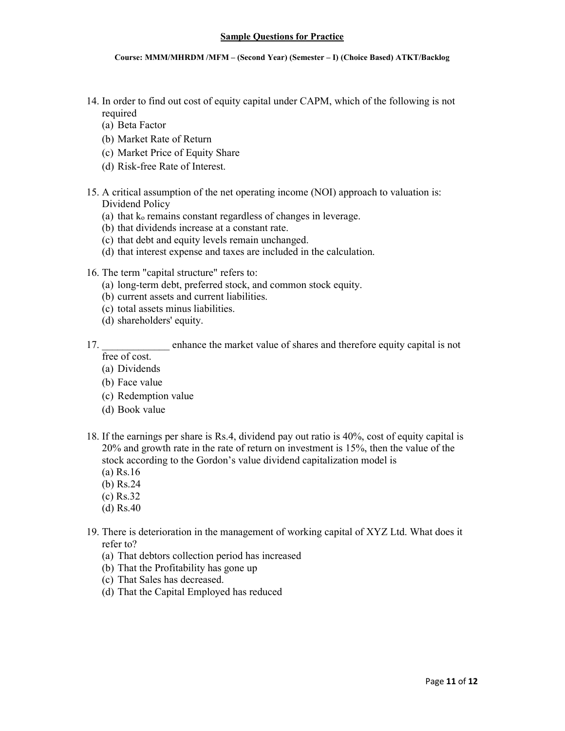**Sample Questions for Practice**

**Course: MMM/MHRDM /MFM – (Second Year) (Semester – I) (Choice Based) ATKT/Backlog**

14. In order to find out cost of equity capital under CAPM, which of the following is not required
    (a) Beta Factor
    (b) Market Rate of Return
    (c) Market Price of Equity Share
    (d) Risk-free Rate of Interest.

15. A critical assumption of the net operating income (NOI) approach to valuation is: Dividend Policy
    (a) that $k_o$ remains constant regardless of changes in leverage.
    (b) that dividends increase at a constant rate.
    (c) that debt and equity levels remain unchanged.
    (d) that interest expense and taxes are included in the calculation.

16. The term "capital structure" refers to:
    (a) long-term debt, preferred stock, and common stock equity.
    (b) current assets and current liabilities.
    (c) total assets minus liabilities.
    (d) shareholders' equity.

17. _____________ enhance the market value of shares and therefore equity capital is not free of cost.
    (a) Dividends
    (b) Face value
    (c) Redemption value
    (d) Book value

18. If the earnings per share is Rs.4, dividend pay out ratio is 40%, cost of equity capital is 20% and growth rate in the rate of return on investment is 15%, then the value of the stock according to the Gordon's value dividend capitalization model is
    (a) Rs.16
    (b) Rs.24
    (c) Rs.32
    (d) Rs.40

19. There is deterioration in the management of working capital of XYZ Ltd. What does it refer to?
    (a) That debtors collection period has increased
    (b) That the Profitability has gone up
    (c) That Sales has decreased.
    (d) That the Capital Employed has reduced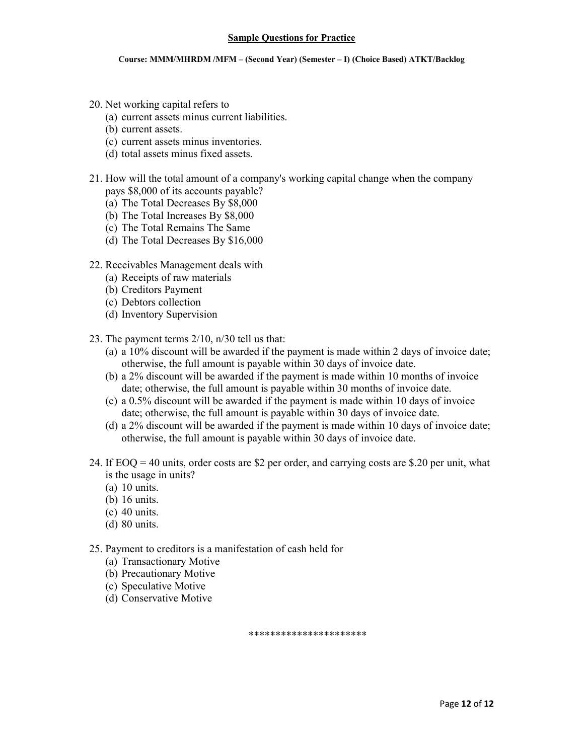20. Net working capital refers to
    (a) current assets minus current liabilities.
    (b) current assets.
    (c) current assets minus inventories.
    (d) total assets minus fixed assets.

21. How will the total amount of a company's working capital change when the company pays $8,000 of its accounts payable?
    (a) The Total Decreases By $8,000
    (b) The Total Increases By $8,000
    (c) The Total Remains The Same
    (d) The Total Decreases By $16,000

22. Receivables Management deals with
    (a) Receipts of raw materials
    (b) Creditors Payment
    (c) Debtors collection
    (d) Inventory Supervision

23. The payment terms 2/10, n/30 tell us that:
    (a) a 10% discount will be awarded if the payment is made within 2 days of invoice date; otherwise, the full amount is payable within 30 days of invoice date.
    (b) a 2% discount will be awarded if the payment is made within 10 months of invoice date; otherwise, the full amount is payable within 30 months of invoice date.
    (c) a 0.5% discount will be awarded if the payment is made within 10 days of invoice date; otherwise, the full amount is payable within 30 days of invoice date.
    (d) a 2% discount will be awarded if the payment is made within 10 days of invoice date; otherwise, the full amount is payable within 30 days of invoice date.

24. If EOQ = 40 units, order costs are $2 per order, and carrying costs are $.20 per unit, what is the usage in units?
    (a) 10 units.
    (b) 16 units.
    (c) 40 units.
    (d) 80 units.

25. Payment to creditors is a manifestation of cash held for
    (a) Transactionary Motive
    (b) Precautionary Motive
    (c) Speculative Motive
    (d) Conservative Motive

*********************